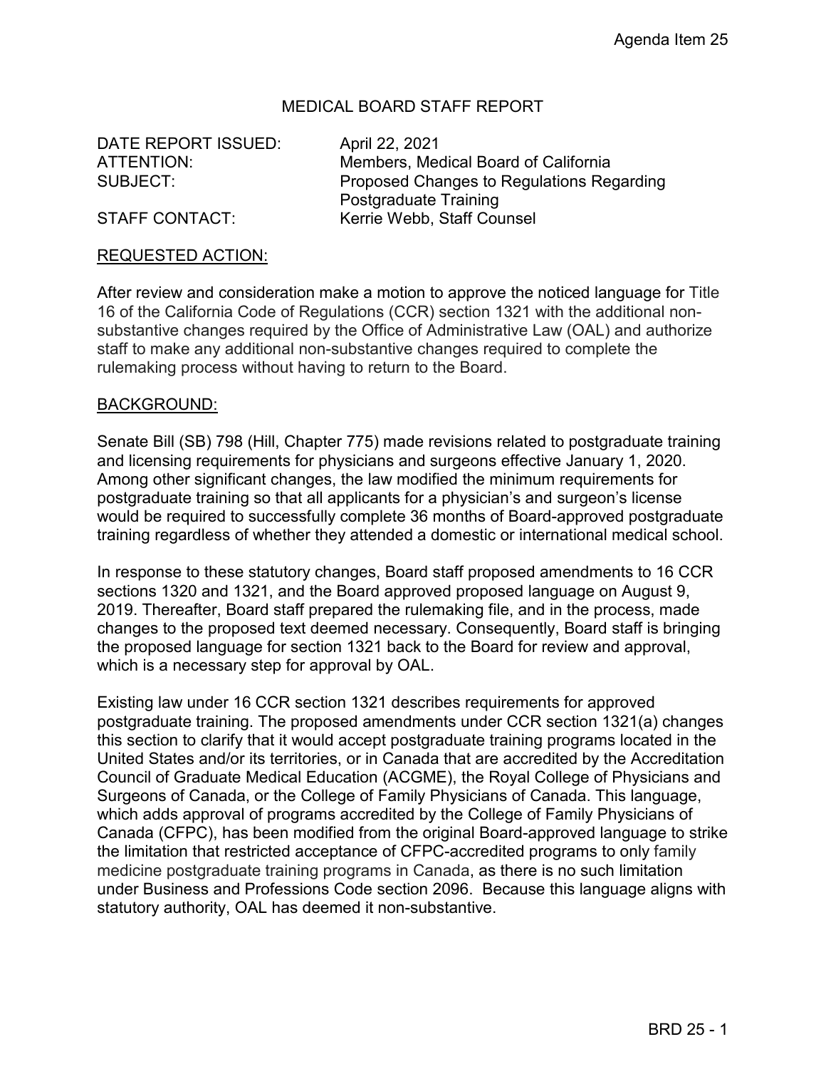Agenda Item 25

MEDICAL BOARD STAFF REPORT

DATE REPORT ISSUED: April 22, 2021
ATTENTION: Members, Medical Board of California
SUBJECT: Proposed Changes to Regulations Regarding Postgraduate Training
STAFF CONTACT: Kerrie Webb, Staff Counsel

## REQUESTED ACTION:

After review and consideration make a motion to approve the noticed language for Title 16 of the California Code of Regulations (CCR) section 1321 with the additional non-substantive changes required by the Office of Administrative Law (OAL) and authorize staff to make any additional non-substantive changes required to complete the rulemaking process without having to return to the Board.

## BACKGROUND:

Senate Bill (SB) 798 (Hill, Chapter 775) made revisions related to postgraduate training and licensing requirements for physicians and surgeons effective January 1, 2020. Among other significant changes, the law modified the minimum requirements for postgraduate training so that all applicants for a physician's and surgeon's license would be required to successfully complete 36 months of Board-approved postgraduate training regardless of whether they attended a domestic or international medical school.

In response to these statutory changes, Board staff proposed amendments to 16 CCR sections 1320 and 1321, and the Board approved proposed language on August 9, 2019. Thereafter, Board staff prepared the rulemaking file, and in the process, made changes to the proposed text deemed necessary. Consequently, Board staff is bringing the proposed language for section 1321 back to the Board for review and approval, which is a necessary step for approval by OAL.

Existing law under 16 CCR section 1321 describes requirements for approved postgraduate training. The proposed amendments under CCR section 1321(a) changes this section to clarify that it would accept postgraduate training programs located in the United States and/or its territories, or in Canada that are accredited by the Accreditation Council of Graduate Medical Education (ACGME), the Royal College of Physicians and Surgeons of Canada, or the College of Family Physicians of Canada. This language, which adds approval of programs accredited by the College of Family Physicians of Canada (CFPC), has been modified from the original Board-approved language to strike the limitation that restricted acceptance of CFPC-accredited programs to only family medicine postgraduate training programs in Canada, as there is no such limitation under Business and Professions Code section 2096. Because this language aligns with statutory authority, OAL has deemed it non-substantive.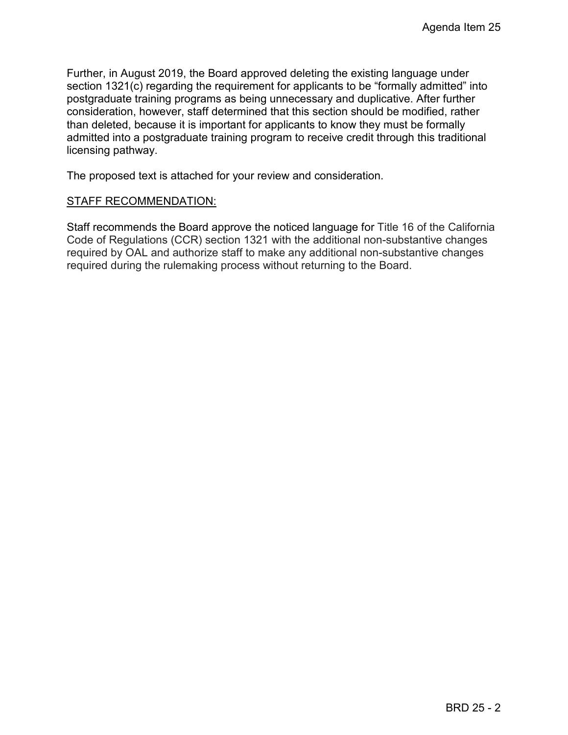Further, in August 2019, the Board approved deleting the existing language under section 1321(c) regarding the requirement for applicants to be "formally admitted" into postgraduate training programs as being unnecessary and duplicative. After further consideration, however, staff determined that this section should be modified, rather than deleted, because it is important for applicants to know they must be formally admitted into a postgraduate training program to receive credit through this traditional licensing pathway.

The proposed text is attached for your review and consideration.

STAFF RECOMMENDATION:

Staff recommends the Board approve the noticed language for Title 16 of the California Code of Regulations (CCR) section 1321 with the additional non-substantive changes required by OAL and authorize staff to make any additional non-substantive changes required during the rulemaking process without returning to the Board.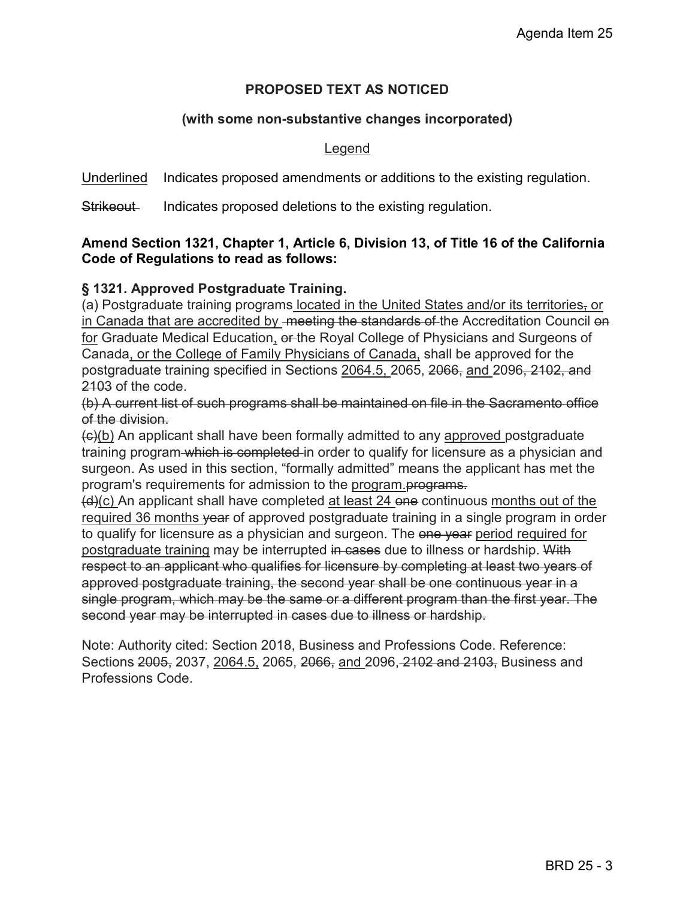**PROPOSED TEXT AS NOTICED**

**(with some non-substantive changes incorporated)**

<u>Legend</u>

<u>Underlined</u> Indicates proposed amendments or additions to the existing regulation.

~~Strikeout~~ Indicates proposed deletions to the existing regulation.

**Amend Section 1321, Chapter 1, Article 6, Division 13, of Title 16 of the California Code of Regulations to read as follows:**

**§ 1321. Approved Postgraduate Training.**

(a) Postgraduate training programs <u>located in the United States and/or its territories</u>~~,~~ <u>or in Canada that are accredited by</u> ~~meeting the standards of~~ the Accreditation Council ~~on~~ <u>for</u> Graduate Medical Education<u>,</u> ~~or~~ the Royal College of Physicians and Surgeons of Canada<u>, or the College of Family Physicians of Canada,</u> shall be approved for the postgraduate training specified in Sections <u>2064.5,</u> 2065, ~~2066,~~ <u>and</u> 2096~~, 2102, and 2103~~ of the code.

~~(b) A current list of such programs shall be maintained on file in the Sacramento office of the division.~~

~~(c)~~<u>(b)</u> An applicant shall have been formally admitted to any <u>approved</u> postgraduate training program ~~which is completed~~ in order to qualify for licensure as a physician and surgeon. As used in this section, "formally admitted" means the applicant has met the program's requirements for admission to the <u>program.</u>~~programs.~~

~~(d)~~<u>(c)</u> An applicant shall have completed <u>at least 24</u> ~~one~~ continuous <u>months out of the required 36 months</u> ~~year~~ of approved postgraduate training in a single program in order to qualify for licensure as a physician and surgeon. The ~~one year~~ <u>period required for postgraduate training</u> may be interrupted ~~in cases~~ due to illness or hardship. ~~With respect to an applicant who qualifies for licensure by completing at least two years of approved postgraduate training, the second year shall be one continuous year in a single program, which may be the same or a different program than the first year. The second year may be interrupted in cases due to illness or hardship.~~

Note: Authority cited: Section 2018, Business and Professions Code. Reference: Sections ~~2005,~~ 2037, <u>2064.5,</u> 2065, ~~2066,~~ <u>and</u> 2096~~, 2102 and 2103,~~ Business and Professions Code.